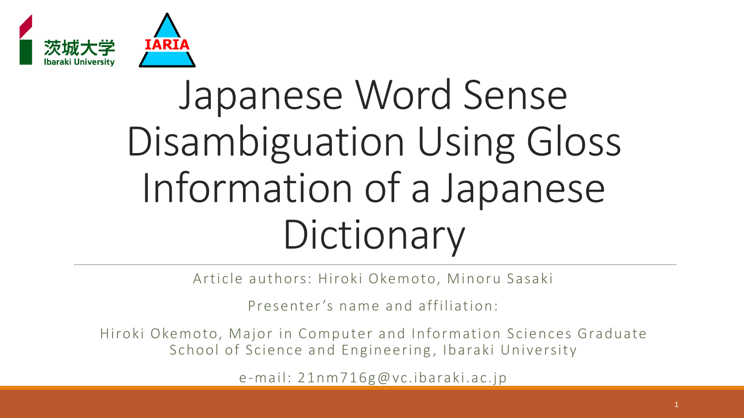# Japanese Word Sense Disambiguation Using Gloss Information of a Japanese Dictionary

Article authors: Hiroki Okemoto, Minoru Sasaki

Presenter's name and affiliation:

Hiroki Okemoto, Major in Computer and Information Sciences Graduate School of Science and Engineering, Ibaraki University

e-mail: 21nm716g@vc.ibaraki.ac.jp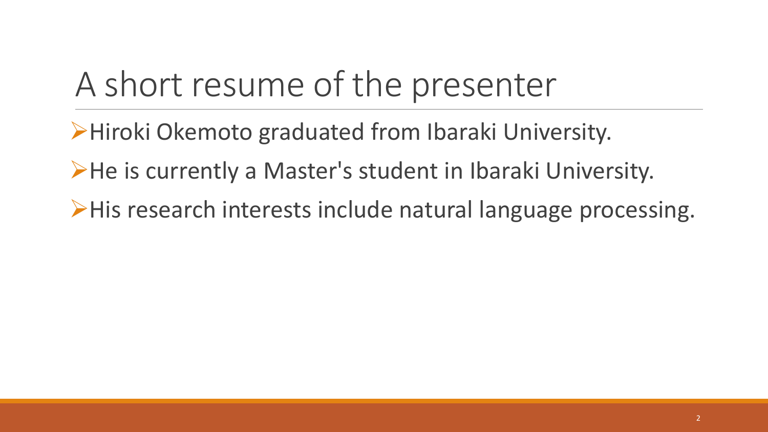# A short resume of the presenter

- Hiroki Okemoto graduated from Ibaraki University.
- He is currently a Master's student in Ibaraki University.
- His research interests include natural language processing.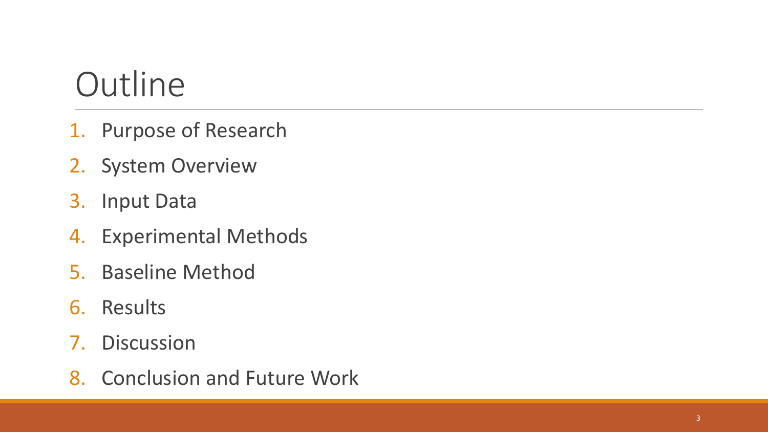# Outline

1. Purpose of Research
2. System Overview
3. Input Data
4. Experimental Methods
5. Baseline Method
6. Results
7. Discussion
8. Conclusion and Future Work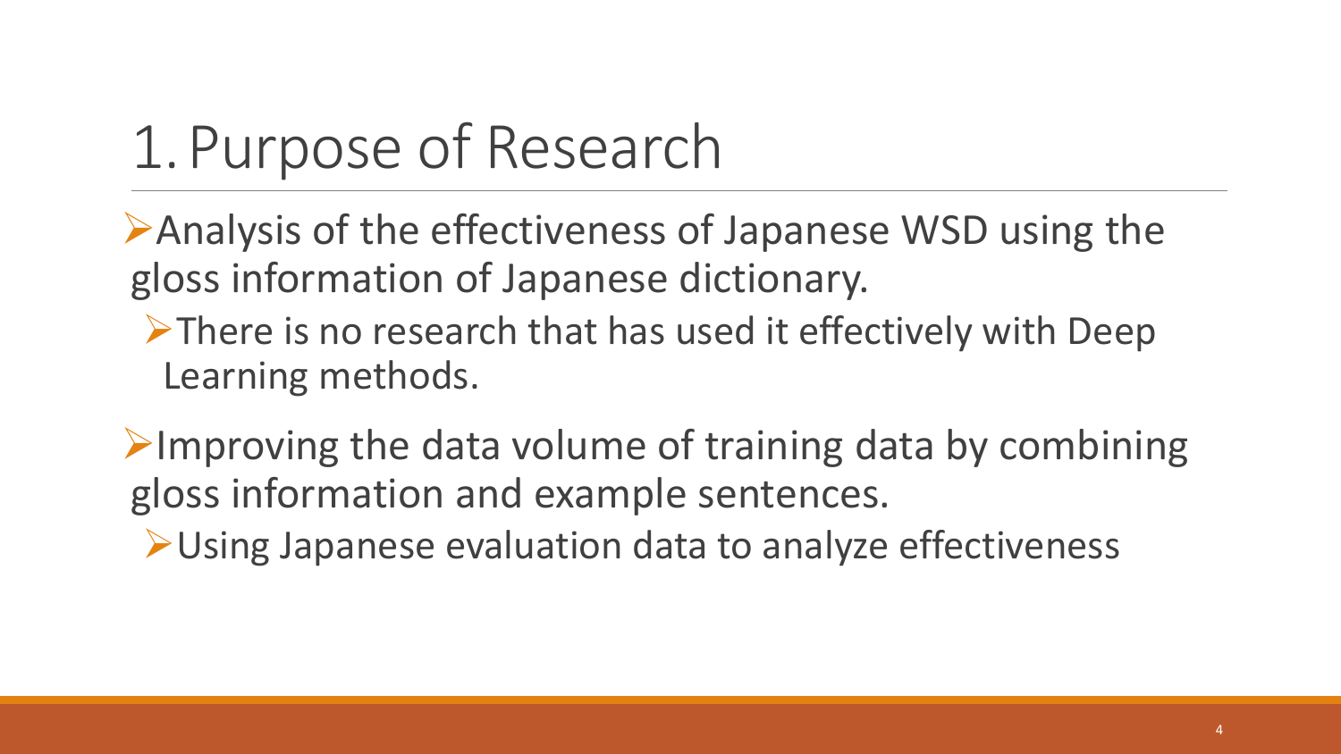# 1. Purpose of Research

- Analysis of the effectiveness of Japanese WSD using the gloss information of Japanese dictionary.
  - There is no research that has used it effectively with Deep Learning methods.
- Improving the data volume of training data by combining gloss information and example sentences.
  - Using Japanese evaluation data to analyze effectiveness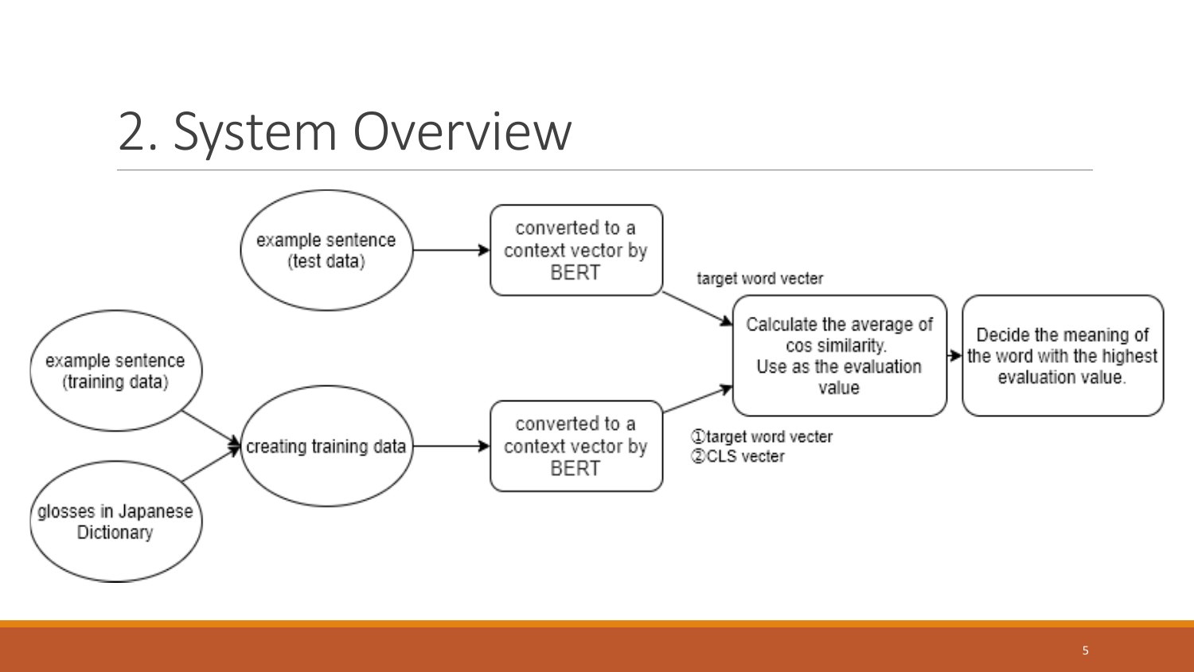# 2. System Overview

- example sentence (test data) → converted to a context vector by BERT → (target word vecter) → Calculate the average of cos similarity. Use as the evaluation value
- example sentence (training data) + glosses in Japanese Dictionary → creating training data → converted to a context vector by BERT → (①target word vecter ②CLS vecter) → Calculate the average of cos similarity. Use as the evaluation value
- Calculate the average of cos similarity. Use as the evaluation value → Decide the meaning of the word with the highest evaluation value.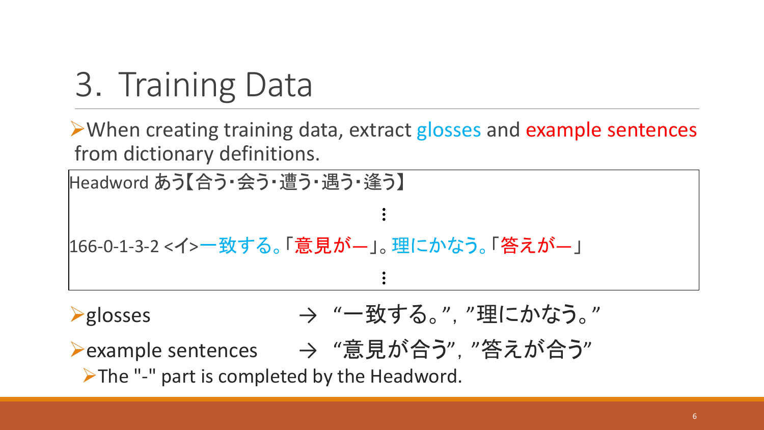# 3. Training Data

- When creating training data, extract glosses and example sentences from dictionary definitions.

Headword あう【合う・会う・遭う・遇う・逢う】

⋮

166-0-1-3-2 <イ>一致する。「意見が—」。理にかなう。「答えが—」

⋮

- glosses → “一致する。”, ”理にかなう。”
- example sentences → “意見が合う”, ”答えが合う”
  - The "-" part is completed by the Headword.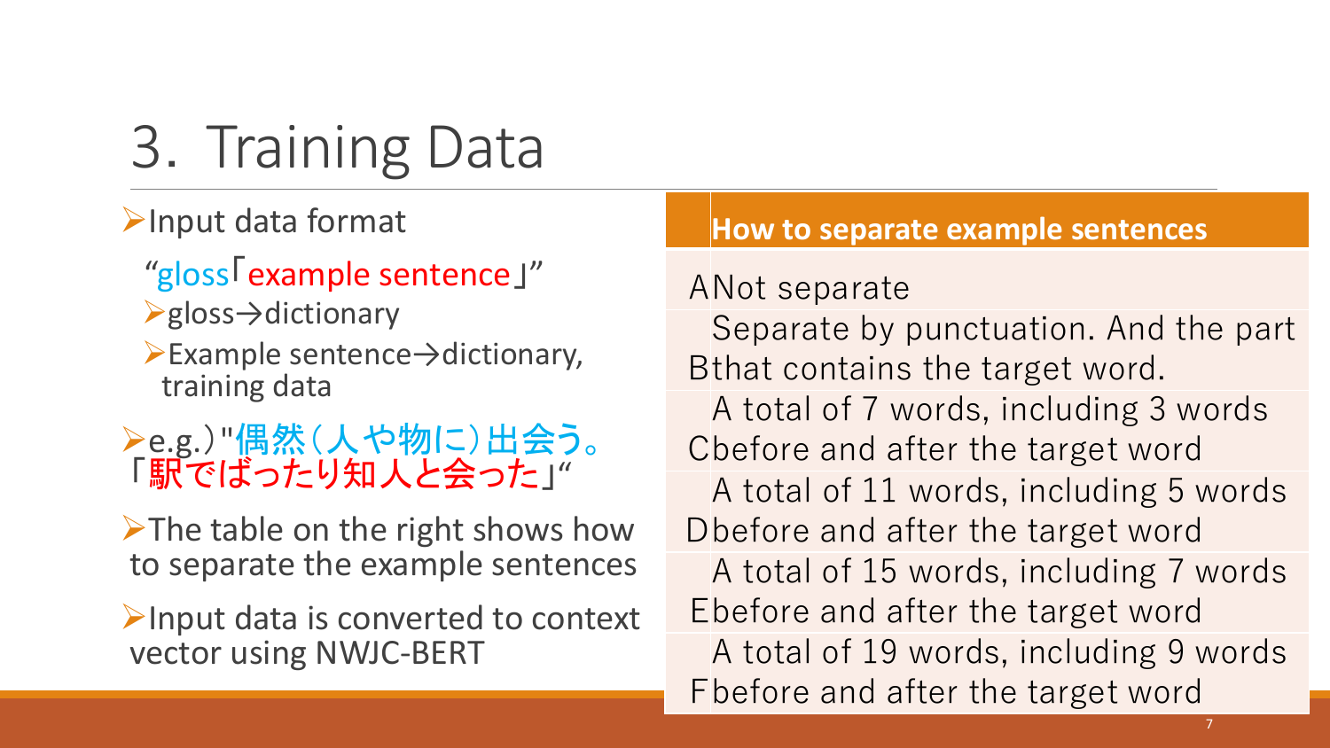# 3. Training Data

- Input data format

  "gloss「example sentence」"

  - gloss→dictionary
  - Example sentence→dictionary, training data

- e.g.) "偶然(人や物に)出会う。「駅でばったり知人と会った」"

- The table on the right shows how to separate the example sentences

- Input data is converted to context vector using NWJC-BERT

| | How to separate example sentences |
|---|---|
| A | Not separate |
| B | Separate by punctuation. And the part that contains the target word. |
| C | A total of 7 words, including 3 words before and after the target word |
| D | A total of 11 words, including 5 words before and after the target word |
| E | A total of 15 words, including 7 words before and after the target word |
| F | A total of 19 words, including 9 words before and after the target word |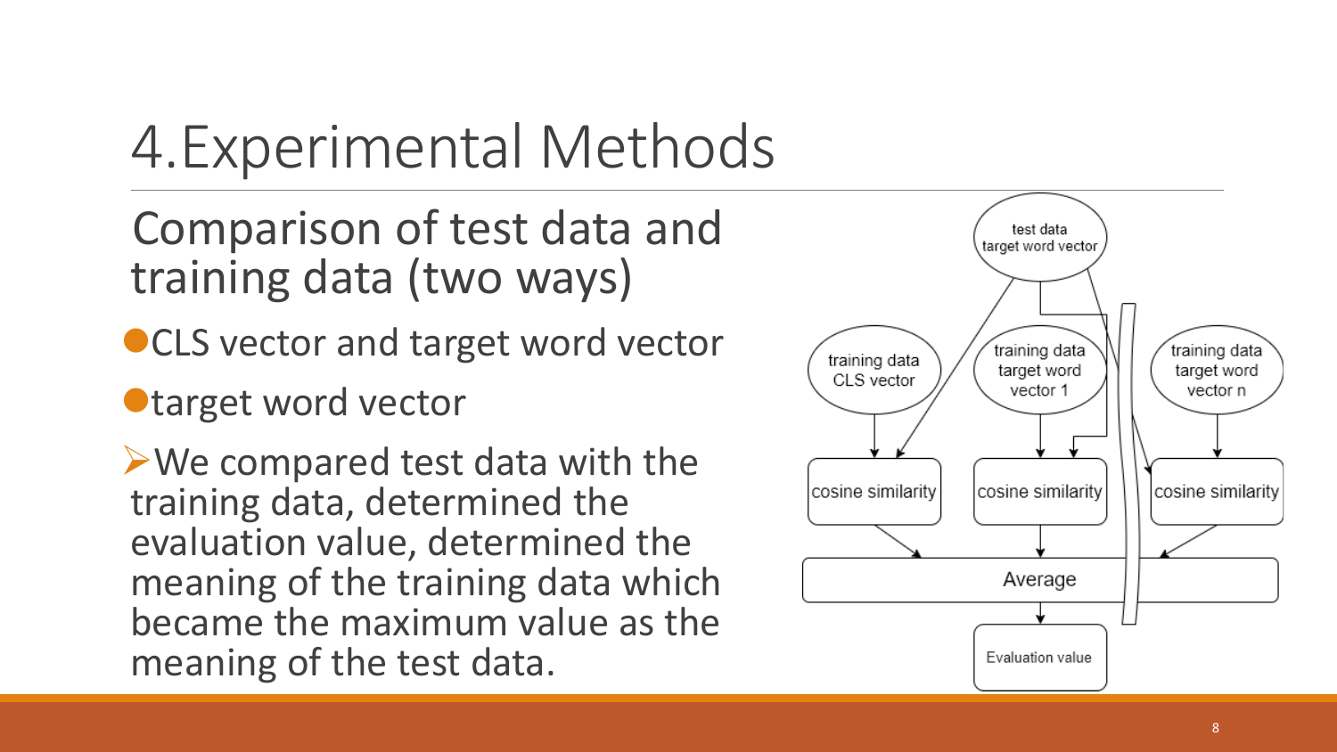# 4.Experimental Methods

## Comparison of test data and training data (two ways)

- CLS vector and target word vector
- target word vector

➢We compared test data with the training data, determined the evaluation value, determined the meaning of the training data which became the maximum value as the meaning of the test data.

test data target word vector

training data CLS vector

training data target word vector 1

training data target word vector n

cosine similarity

cosine similarity

cosine similarity

Average

Evaluation value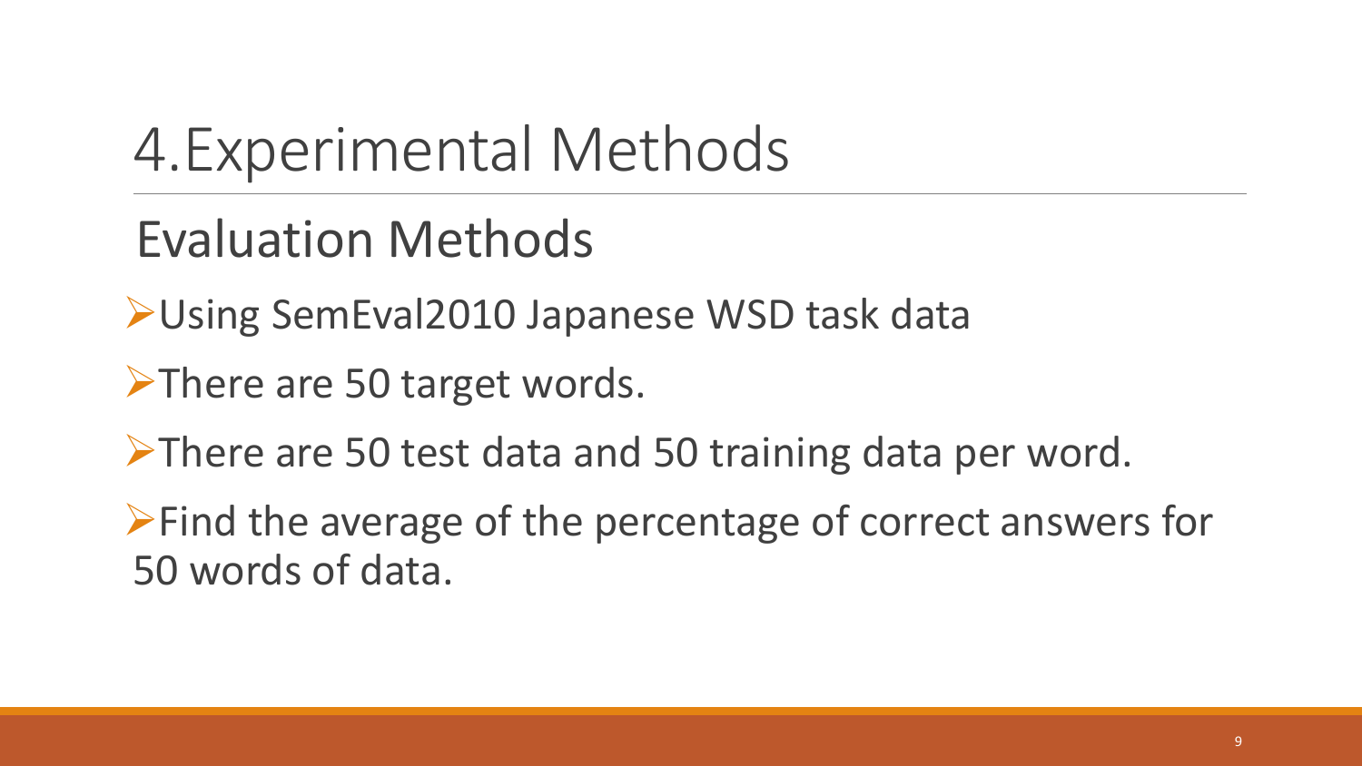# 4.Experimental Methods

## Evaluation Methods

- Using SemEval2010 Japanese WSD task data
- There are 50 target words.
- There are 50 test data and 50 training data per word.
- Find the average of the percentage of correct answers for 50 words of data.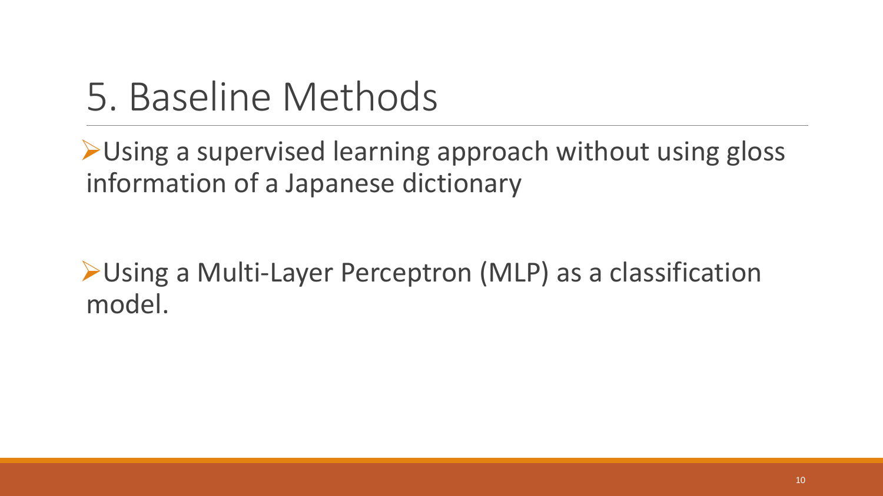# 5. Baseline Methods

- Using a supervised learning approach without using gloss information of a Japanese dictionary

- Using a Multi-Layer Perceptron (MLP) as a classification model.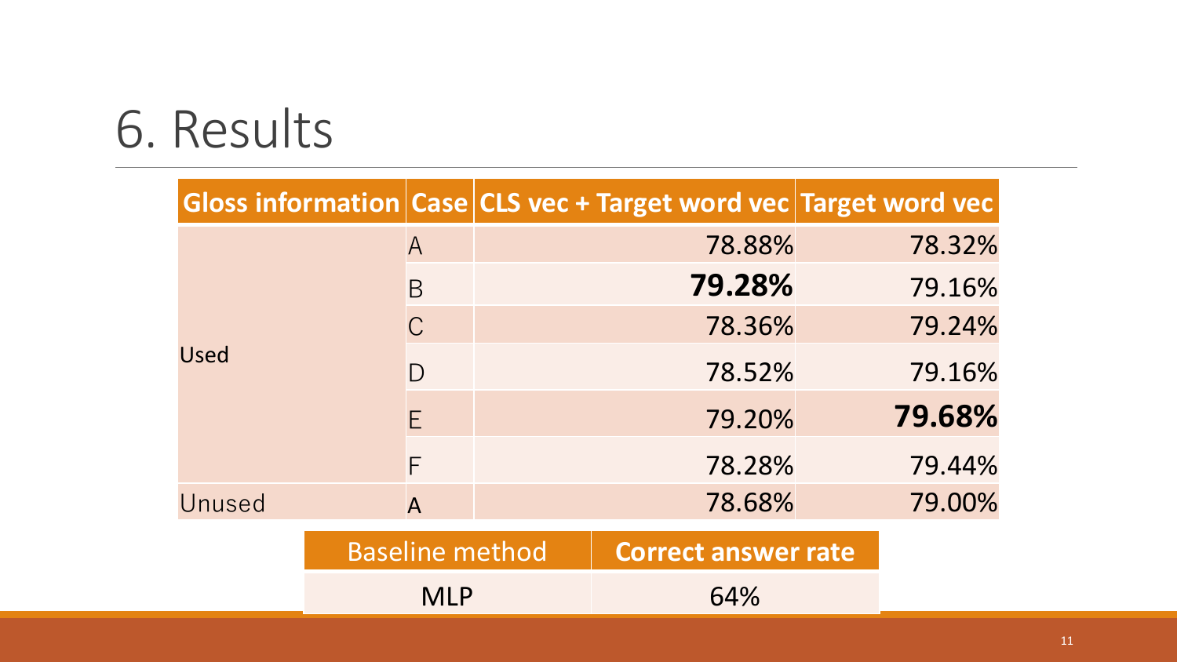# 6. Results

| Gloss information | Case | CLS vec + Target word vec | Target word vec |
|---|---|---|---|
| Used | A | 78.88% | 78.32% |
| | B | **79.28%** | 79.16% |
| | C | 78.36% | 79.24% |
| | D | 78.52% | 79.16% |
| | E | 79.20% | **79.68%** |
| | F | 78.28% | 79.44% |
| Unused | A | 78.68% | 79.00% |

| Baseline method | Correct answer rate |
|---|---|
| MLP | 64% |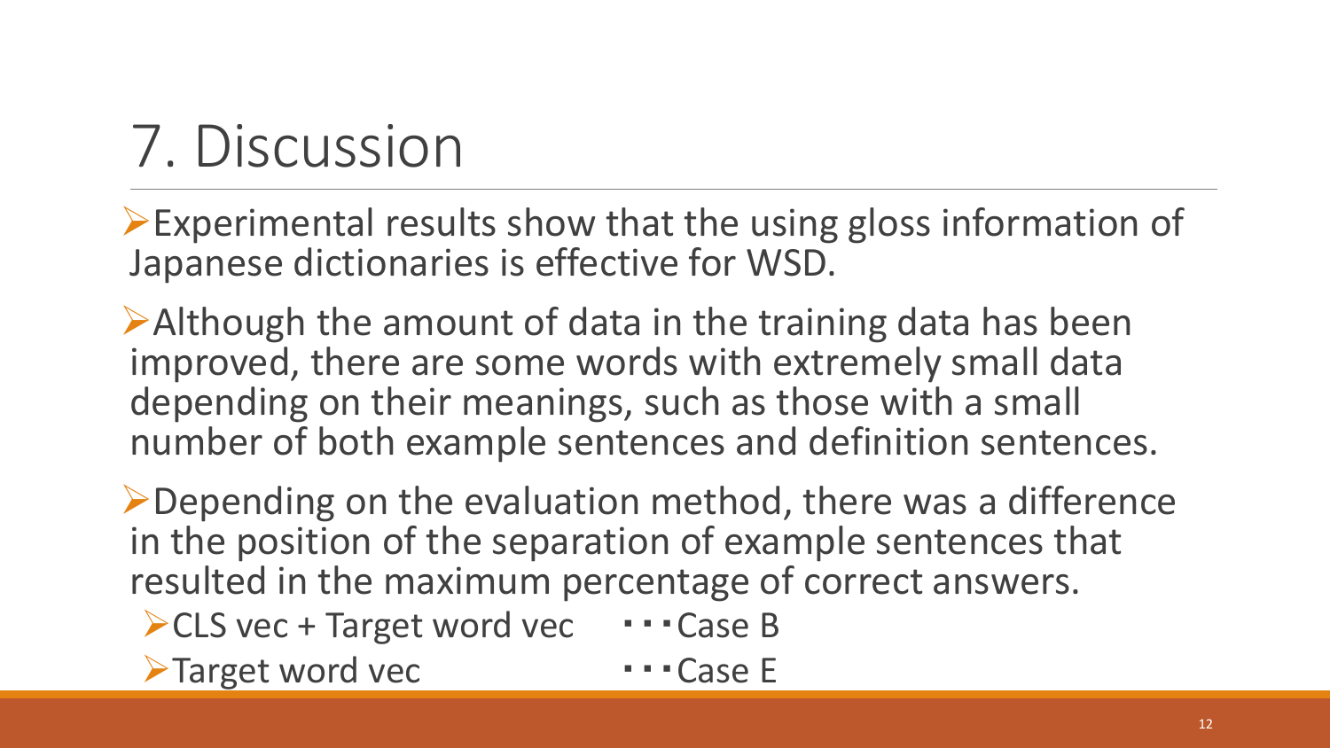# 7. Discussion

- Experimental results show that the using gloss information of Japanese dictionaries is effective for WSD.
- Although the amount of data in the training data has been improved, there are some words with extremely small data depending on their meanings, such as those with a small number of both example sentences and definition sentences.
- Depending on the evaluation method, there was a difference in the position of the separation of example sentences that resulted in the maximum percentage of correct answers.
  - CLS vec + Target word vec ・・・Case B
  - Target word vec ・・・Case E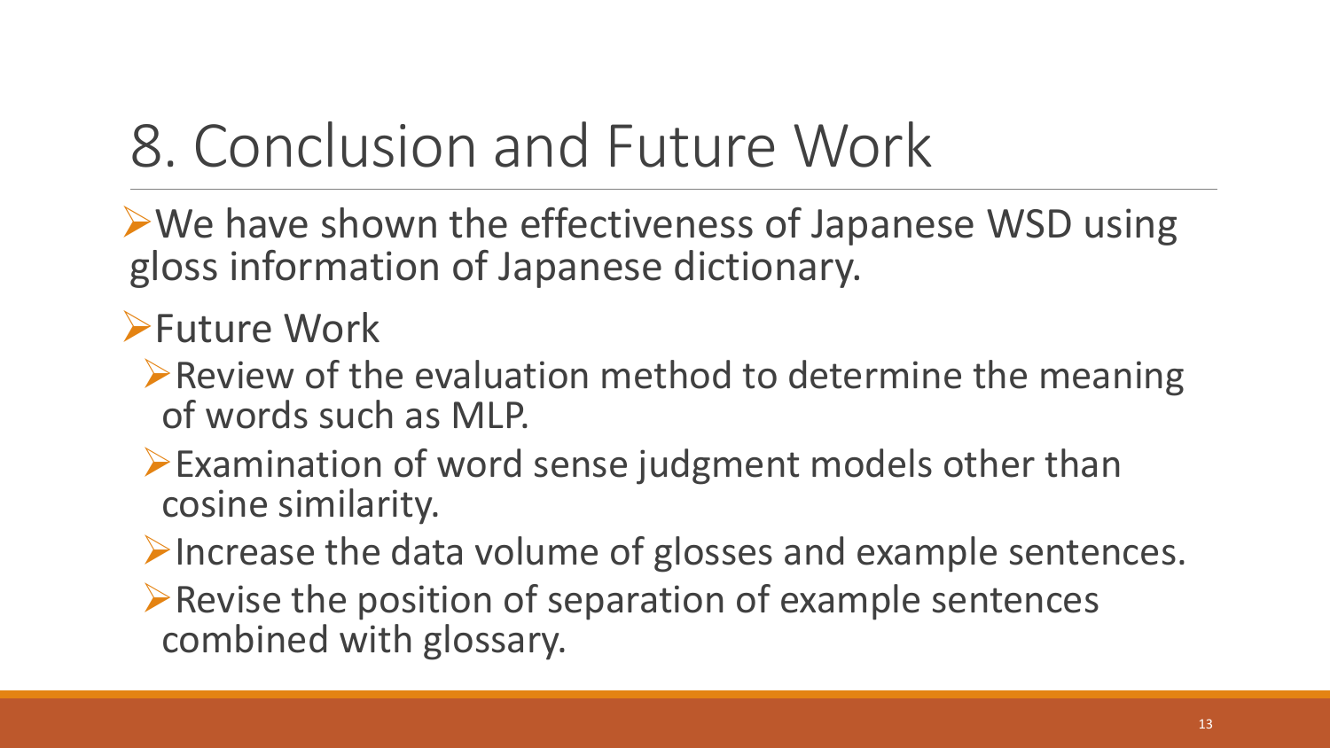# 8. Conclusion and Future Work

- We have shown the effectiveness of Japanese WSD using gloss information of Japanese dictionary.
- Future Work
  - Review of the evaluation method to determine the meaning of words such as MLP.
  - Examination of word sense judgment models other than cosine similarity.
  - Increase the data volume of glosses and example sentences.
  - Revise the position of separation of example sentences combined with glossary.